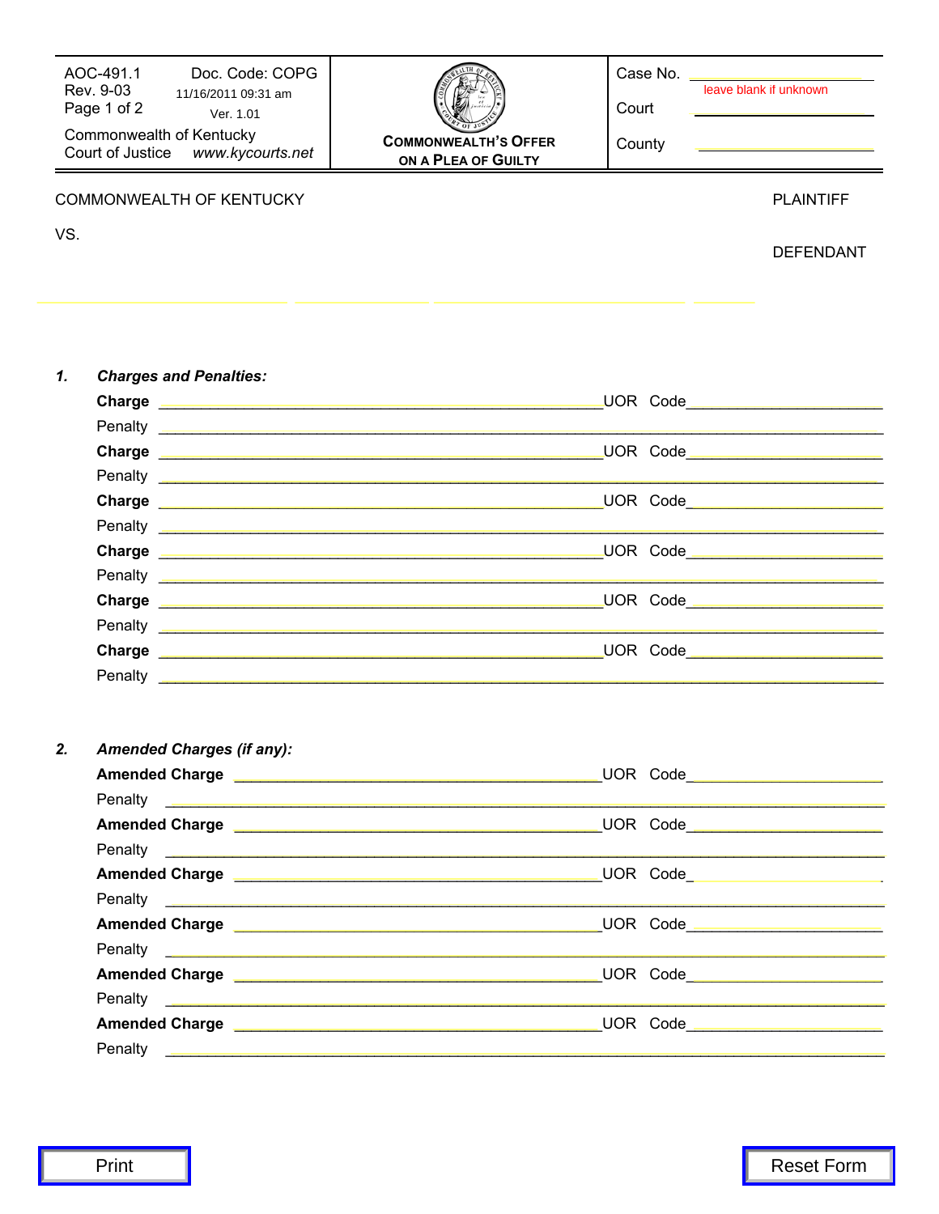AOC-491.1 Doc. Code: COPG
Rev. 9-03 11/16/2011 09:31 am
Ver. 1.01

Commonwealth of Kentucky
Court of Justice www.kycourts.net

**COMMONWEALTH'S OFFER ON A PLEA OF GUILTY**

Case No. ______________________ leave blank if unknown

Court ______________________

County ______________________

COMMONWEALTH OF KENTUCKY PLAINTIFF

VS.

DEFENDANT

_______________ _______________ _______________ _______

1. ***Charges and Penalties:***

**Charge** ________________________________________ UOR Code ______________________

Penalty ____________________________________________________________________________

**Charge** ________________________________________ UOR Code ______________________

Penalty ____________________________________________________________________________

**Charge** ________________________________________ UOR Code ______________________

Penalty ____________________________________________________________________________

**Charge** ________________________________________ UOR Code ______________________

Penalty ____________________________________________________________________________

**Charge** ________________________________________ UOR Code ______________________

Penalty ____________________________________________________________________________

**Charge** ________________________________________ UOR Code ______________________

Penalty ____________________________________________________________________________

2. ***Amended Charges (if any):***

**Amended Charge** ________________________________________ UOR Code ______________________

Penalty ____________________________________________________________________________

**Amended Charge** ________________________________________ UOR Code ______________________

Penalty ____________________________________________________________________________

**Amended Charge** ________________________________________ UOR Code ______________________

Penalty ____________________________________________________________________________

**Amended Charge** ________________________________________ UOR Code ______________________

Penalty ____________________________________________________________________________

**Amended Charge** ________________________________________ UOR Code ______________________

Penalty ____________________________________________________________________________

**Amended Charge** ________________________________________ UOR Code ______________________

Penalty ____________________________________________________________________________

Print Reset Form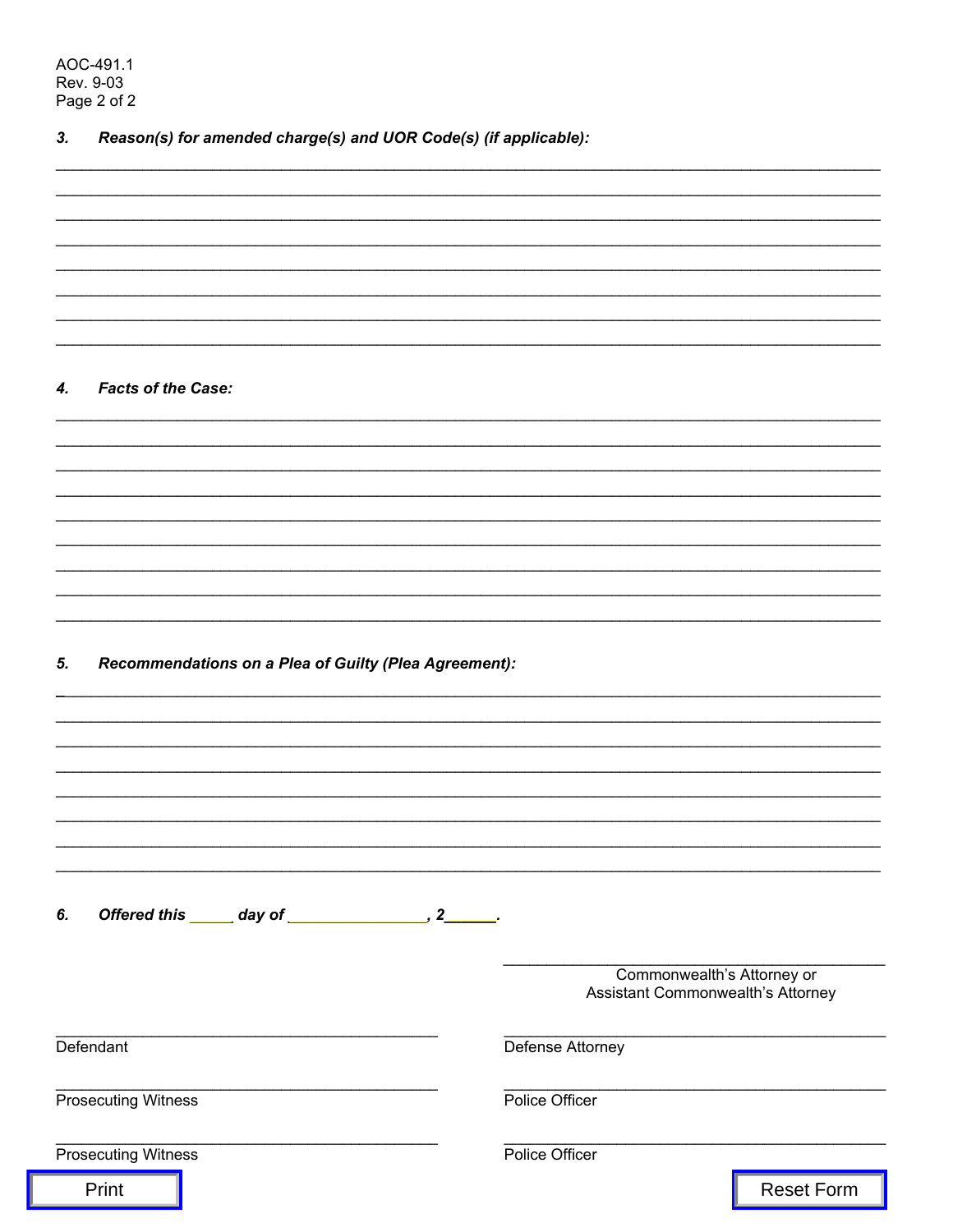AOC-491.1
Rev. 9-03

**3. *Reason(s) for amended charge(s) and UOR Code(s) (if applicable):***

______________________________________________________________________________
______________________________________________________________________________
______________________________________________________________________________
______________________________________________________________________________
______________________________________________________________________________
______________________________________________________________________________
______________________________________________________________________________
______________________________________________________________________________

**4. *Facts of the Case:***

______________________________________________________________________________
______________________________________________________________________________
______________________________________________________________________________
______________________________________________________________________________
______________________________________________________________________________
______________________________________________________________________________
______________________________________________________________________________
______________________________________________________________________________
______________________________________________________________________________

**5. *Recommendations on a Plea of Guilty (Plea Agreement):***

______________________________________________________________________________
______________________________________________________________________________
______________________________________________________________________________
______________________________________________________________________________
______________________________________________________________________________
______________________________________________________________________________
______________________________________________________________________________
______________________________________________________________________________

**6. *Offered this _____ day of ________________, 2______.***

_________________________________________
Commonwealth's Attorney or
Assistant Commonwealth's Attorney

_________________________________________
Defendant

_________________________________________
Defense Attorney

_________________________________________
Prosecuting Witness

_________________________________________
Police Officer

_________________________________________
Prosecuting Witness

_________________________________________
Police Officer

Print

Reset Form